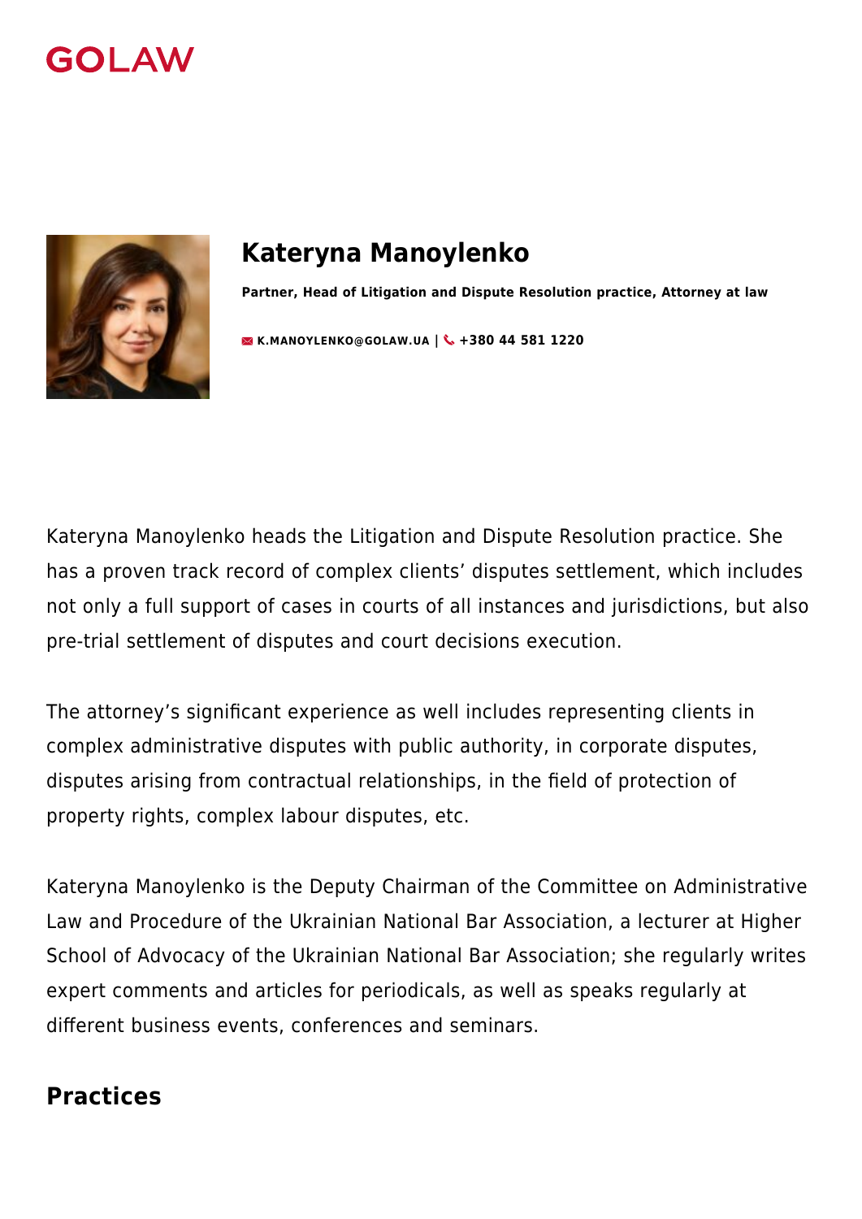GOLAW

# Kateryna Manoylenko

**Partner, Head of Litigation and Dispute Resolution practice, Attorney at law**

**K.MANOYLENKO@GOLAW.UA | +380 44 581 1220**

Kateryna Manoylenko heads the Litigation and Dispute Resolution practice. She has a proven track record of complex clients' disputes settlement, which includes not only a full support of cases in courts of all instances and jurisdictions, but also pre-trial settlement of disputes and court decisions execution.

The attorney's significant experience as well includes representing clients in complex administrative disputes with public authority, in corporate disputes, disputes arising from contractual relationships, in the field of protection of property rights, complex labour disputes, etc.

Kateryna Manoylenko is the Deputy Chairman of the Committee on Administrative Law and Procedure of the Ukrainian National Bar Association, a lecturer at Higher School of Advocacy of the Ukrainian National Bar Association; she regularly writes expert comments and articles for periodicals, as well as speaks regularly at different business events, conferences and seminars.

## Practices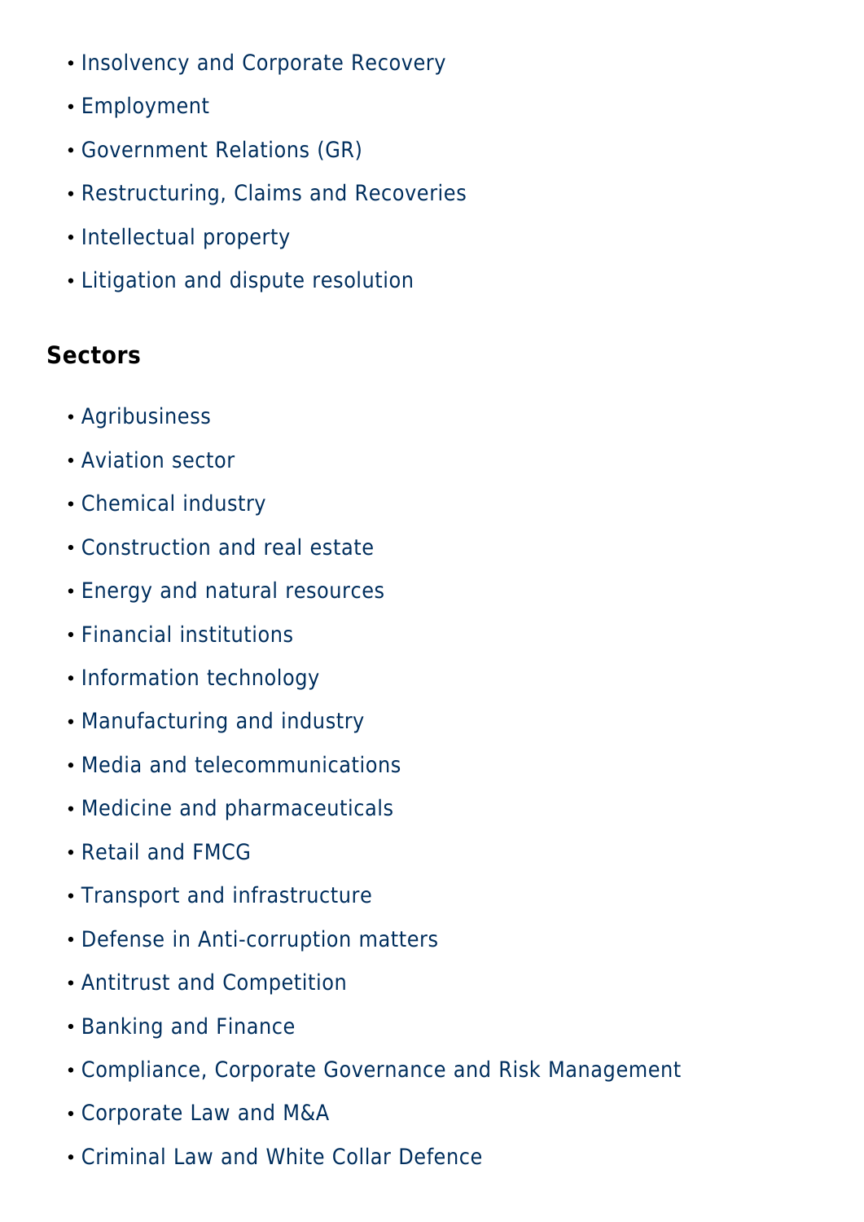- Insolvency and Corporate Recovery
- Employment
- Government Relations (GR)
- Restructuring, Claims and Recoveries
- Intellectual property
- Litigation and dispute resolution

### Sectors

- Agribusiness
- Aviation sector
- Chemical industry
- Construction and real estate
- Energy and natural resources
- Financial institutions
- Information technology
- Manufacturing and industry
- Media and telecommunications
- Medicine and pharmaceuticals
- Retail and FMCG
- Transport and infrastructure
- Defense in Anti-corruption matters
- Antitrust and Competition
- Banking and Finance
- Compliance, Corporate Governance and Risk Management
- Corporate Law and M&A
- Criminal Law and White Collar Defence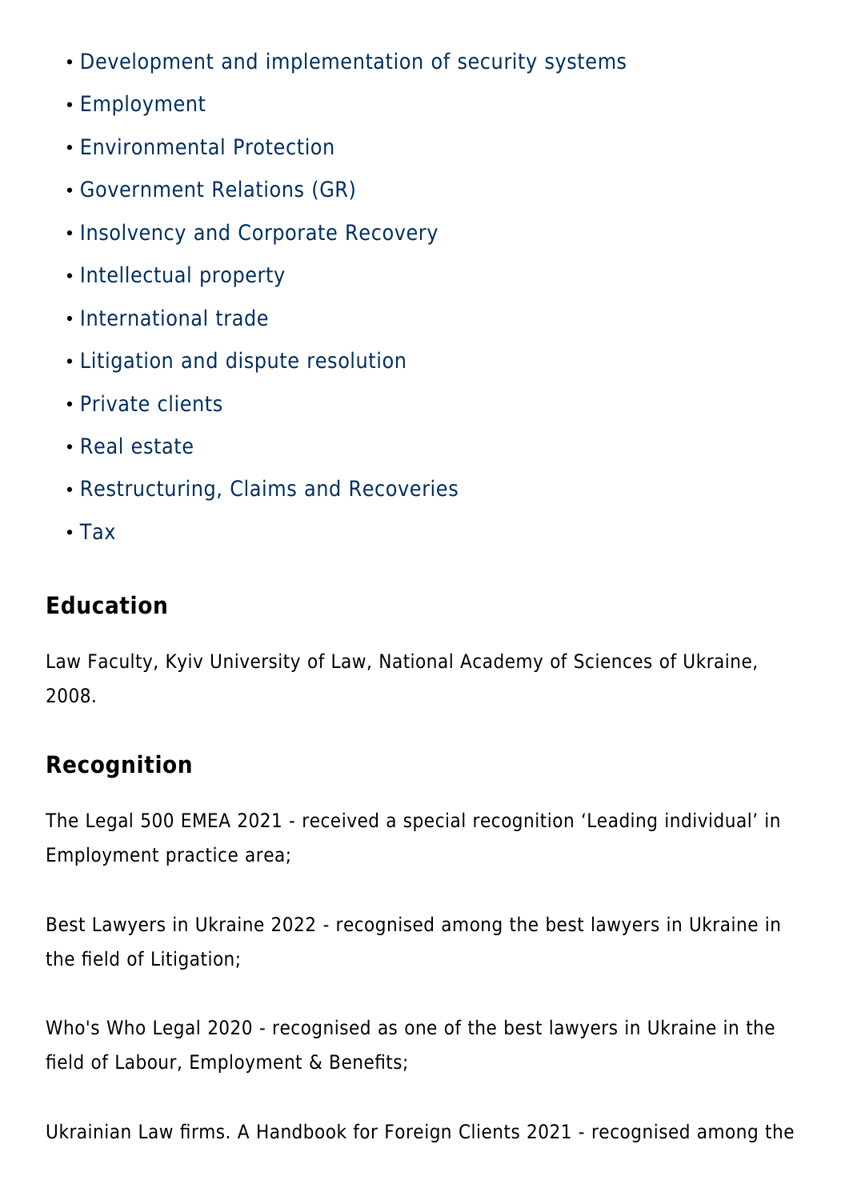- Development and implementation of security systems
- Employment
- Environmental Protection
- Government Relations (GR)
- Insolvency and Corporate Recovery
- Intellectual property
- International trade
- Litigation and dispute resolution
- Private clients
- Real estate
- Restructuring, Claims and Recoveries
- Tax

## Education

Law Faculty, Kyiv University of Law, National Academy of Sciences of Ukraine, 2008.

## Recognition

The Legal 500 EMEA 2021 - received a special recognition 'Leading individual' in Employment practice area;

Best Lawyers in Ukraine 2022 - recognised among the best lawyers in Ukraine in the field of Litigation;

Who's Who Legal 2020 - recognised as one of the best lawyers in Ukraine in the field of Labour, Employment & Benefits;

Ukrainian Law firms. A Handbook for Foreign Clients 2021 - recognised among the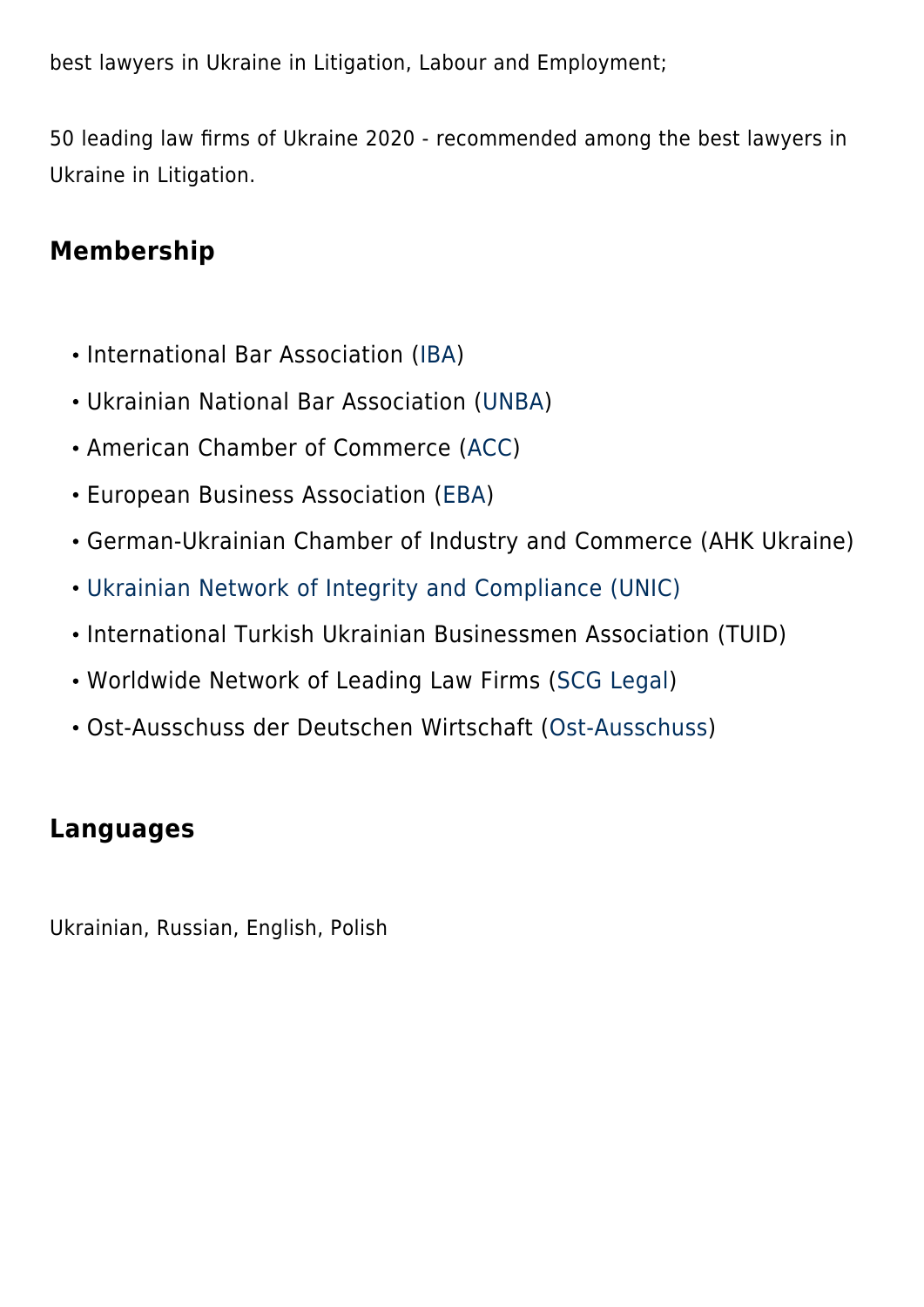best lawyers in Ukraine in Litigation, Labour and Employment;

50 leading law firms of Ukraine 2020 - recommended among the best lawyers in Ukraine in Litigation.

## Membership

- International Bar Association (IBA)
- Ukrainian National Bar Association (UNBA)
- American Chamber of Commerce (ACC)
- European Business Association (EBA)
- German-Ukrainian Chamber of Industry and Commerce (AHK Ukraine)
- Ukrainian Network of Integrity and Compliance (UNIC)
- International Turkish Ukrainian Businessmen Association (TUID)
- Worldwide Network of Leading Law Firms (SCG Legal)
- Ost-Ausschuss der Deutschen Wirtschaft (Ost-Ausschuss)

## Languages

Ukrainian, Russian, English, Polish